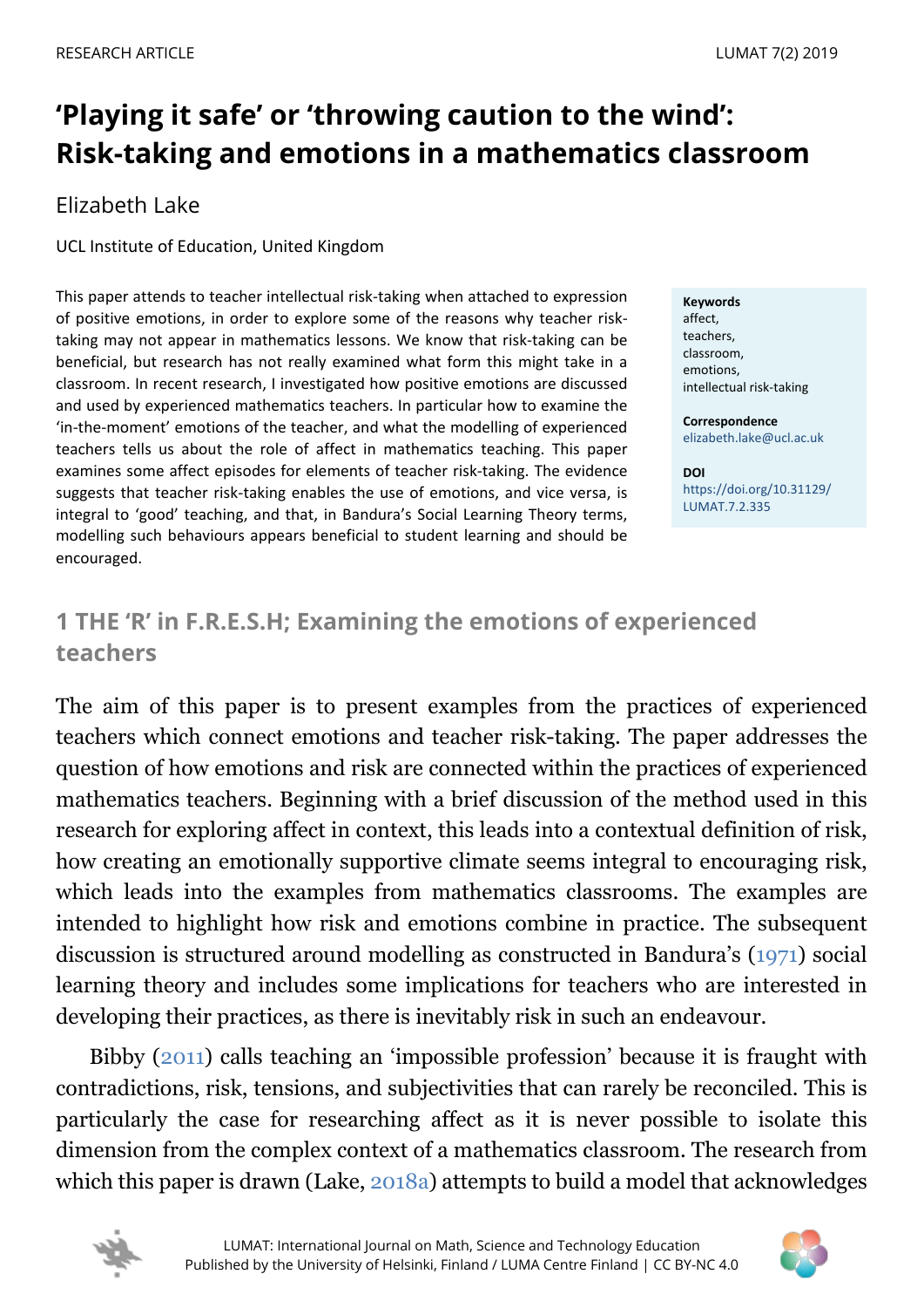RESEARCH ARTICLE

# 'Playing it safe' or 'throwing caution to the wind': Risk-taking and emotions in a mathematics classroom

Elizabeth Lake

UCL Institute of Education, United Kingdom

This paper attends to teacher intellectual risk-taking when attached to expression of positive emotions, in order to explore some of the reasons why teacher risk-taking may not appear in mathematics lessons. We know that risk-taking can be beneficial, but research has not really examined what form this might take in a classroom. In recent research, I investigated how positive emotions are discussed and used by experienced mathematics teachers. In particular how to examine the 'in-the-moment' emotions of the teacher, and what the modelling of experienced teachers tells us about the role of affect in mathematics teaching. This paper examines some affect episodes for elements of teacher risk-taking. The evidence suggests that teacher risk-taking enables the use of emotions, and vice versa, is integral to 'good' teaching, and that, in Bandura's Social Learning Theory terms, modelling such behaviours appears beneficial to student learning and should be encouraged.

**Keywords**
affect,
teachers,
classroom,
emotions,
intellectual risk-taking

**Correspondence**
elizabeth.lake@ucl.ac.uk

**DOI**
https://doi.org/10.31129/LUMAT.7.2.335

## 1 THE 'R' in F.R.E.S.H; Examining the emotions of experienced teachers

The aim of this paper is to present examples from the practices of experienced teachers which connect emotions and teacher risk-taking. The paper addresses the question of how emotions and risk are connected within the practices of experienced mathematics teachers. Beginning with a brief discussion of the method used in this research for exploring affect in context, this leads into a contextual definition of risk, how creating an emotionally supportive climate seems integral to encouraging risk, which leads into the examples from mathematics classrooms. The examples are intended to highlight how risk and emotions combine in practice. The subsequent discussion is structured around modelling as constructed in Bandura's (1971) social learning theory and includes some implications for teachers who are interested in developing their practices, as there is inevitably risk in such an endeavour.

Bibby (2011) calls teaching an 'impossible profession' because it is fraught with contradictions, risk, tensions, and subjectivities that can rarely be reconciled. This is particularly the case for researching affect as it is never possible to isolate this dimension from the complex context of a mathematics classroom. The research from which this paper is drawn (Lake, 2018a) attempts to build a model that acknowledges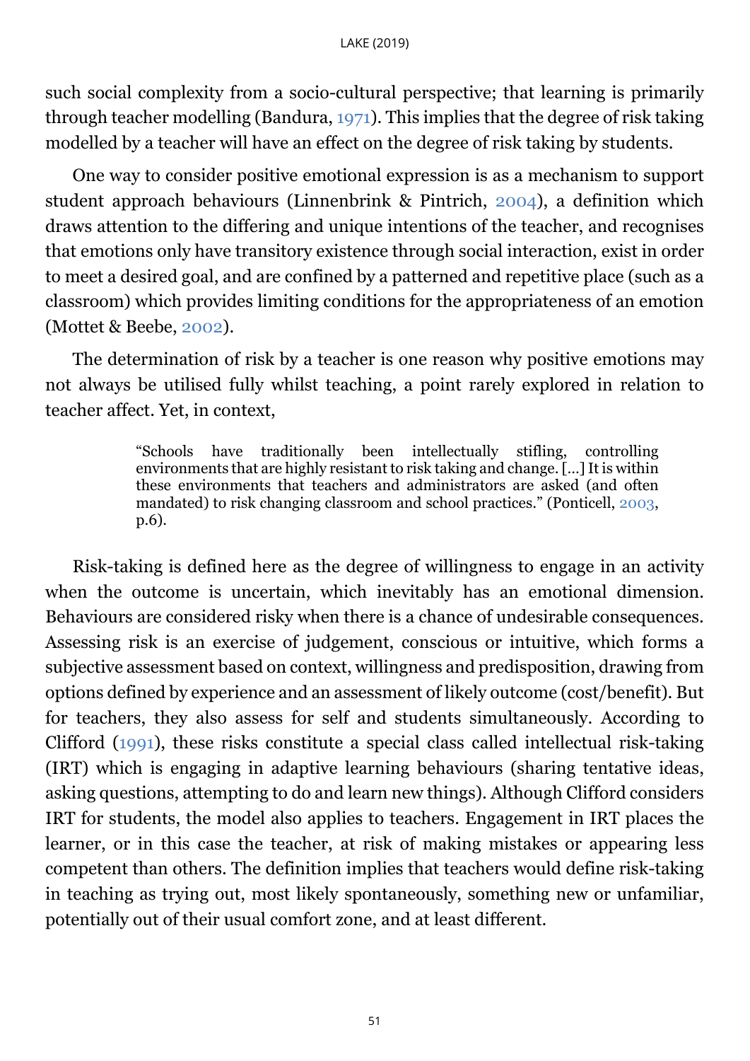such social complexity from a socio-cultural perspective; that learning is primarily through teacher modelling (Bandura, 1971). This implies that the degree of risk taking modelled by a teacher will have an effect on the degree of risk taking by students.

One way to consider positive emotional expression is as a mechanism to support student approach behaviours (Linnenbrink & Pintrich, 2004), a definition which draws attention to the differing and unique intentions of the teacher, and recognises that emotions only have transitory existence through social interaction, exist in order to meet a desired goal, and are confined by a patterned and repetitive place (such as a classroom) which provides limiting conditions for the appropriateness of an emotion (Mottet & Beebe, 2002).

The determination of risk by a teacher is one reason why positive emotions may not always be utilised fully whilst teaching, a point rarely explored in relation to teacher affect. Yet, in context,

> "Schools have traditionally been intellectually stifling, controlling environments that are highly resistant to risk taking and change. [...] It is within these environments that teachers and administrators are asked (and often mandated) to risk changing classroom and school practices." (Ponticell, 2003, p.6).

Risk-taking is defined here as the degree of willingness to engage in an activity when the outcome is uncertain, which inevitably has an emotional dimension. Behaviours are considered risky when there is a chance of undesirable consequences. Assessing risk is an exercise of judgement, conscious or intuitive, which forms a subjective assessment based on context, willingness and predisposition, drawing from options defined by experience and an assessment of likely outcome (cost/benefit). But for teachers, they also assess for self and students simultaneously. According to Clifford (1991), these risks constitute a special class called intellectual risk-taking (IRT) which is engaging in adaptive learning behaviours (sharing tentative ideas, asking questions, attempting to do and learn new things). Although Clifford considers IRT for students, the model also applies to teachers. Engagement in IRT places the learner, or in this case the teacher, at risk of making mistakes or appearing less competent than others. The definition implies that teachers would define risk-taking in teaching as trying out, most likely spontaneously, something new or unfamiliar, potentially out of their usual comfort zone, and at least different.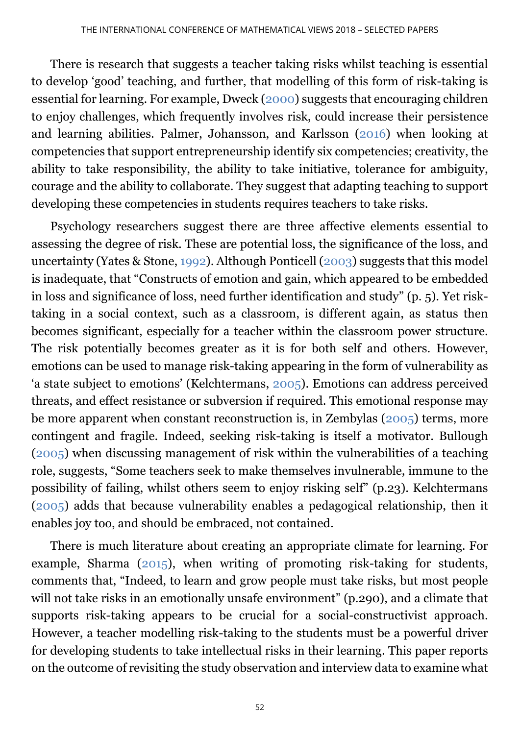There is research that suggests a teacher taking risks whilst teaching is essential to develop 'good' teaching, and further, that modelling of this form of risk-taking is essential for learning. For example, Dweck (2000) suggests that encouraging children to enjoy challenges, which frequently involves risk, could increase their persistence and learning abilities. Palmer, Johansson, and Karlsson (2016) when looking at competencies that support entrepreneurship identify six competencies; creativity, the ability to take responsibility, the ability to take initiative, tolerance for ambiguity, courage and the ability to collaborate. They suggest that adapting teaching to support developing these competencies in students requires teachers to take risks.

Psychology researchers suggest there are three affective elements essential to assessing the degree of risk. These are potential loss, the significance of the loss, and uncertainty (Yates & Stone, 1992). Although Ponticell (2003) suggests that this model is inadequate, that "Constructs of emotion and gain, which appeared to be embedded in loss and significance of loss, need further identification and study" (p. 5). Yet risk-taking in a social context, such as a classroom, is different again, as status then becomes significant, especially for a teacher within the classroom power structure. The risk potentially becomes greater as it is for both self and others. However, emotions can be used to manage risk-taking appearing in the form of vulnerability as 'a state subject to emotions' (Kelchtermans, 2005). Emotions can address perceived threats, and effect resistance or subversion if required. This emotional response may be more apparent when constant reconstruction is, in Zembylas (2005) terms, more contingent and fragile. Indeed, seeking risk-taking is itself a motivator. Bullough (2005) when discussing management of risk within the vulnerabilities of a teaching role, suggests, "Some teachers seek to make themselves invulnerable, immune to the possibility of failing, whilst others seem to enjoy risking self" (p.23). Kelchtermans (2005) adds that because vulnerability enables a pedagogical relationship, then it enables joy too, and should be embraced, not contained.

There is much literature about creating an appropriate climate for learning. For example, Sharma (2015), when writing of promoting risk-taking for students, comments that, "Indeed, to learn and grow people must take risks, but most people will not take risks in an emotionally unsafe environment" (p.290), and a climate that supports risk-taking appears to be crucial for a social-constructivist approach. However, a teacher modelling risk-taking to the students must be a powerful driver for developing students to take intellectual risks in their learning. This paper reports on the outcome of revisiting the study observation and interview data to examine what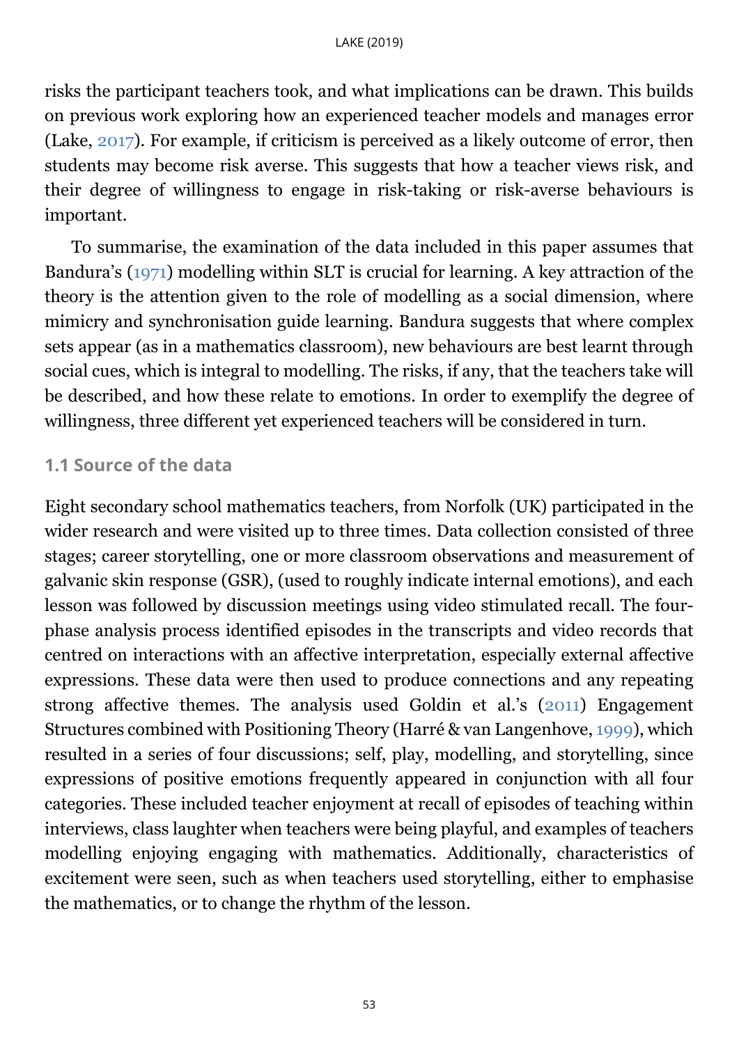risks the participant teachers took, and what implications can be drawn. This builds on previous work exploring how an experienced teacher models and manages error (Lake, 2017). For example, if criticism is perceived as a likely outcome of error, then students may become risk averse. This suggests that how a teacher views risk, and their degree of willingness to engage in risk-taking or risk-averse behaviours is important.

To summarise, the examination of the data included in this paper assumes that Bandura's (1971) modelling within SLT is crucial for learning. A key attraction of the theory is the attention given to the role of modelling as a social dimension, where mimicry and synchronisation guide learning. Bandura suggests that where complex sets appear (as in a mathematics classroom), new behaviours are best learnt through social cues, which is integral to modelling. The risks, if any, that the teachers take will be described, and how these relate to emotions. In order to exemplify the degree of willingness, three different yet experienced teachers will be considered in turn.

## 1.1 Source of the data

Eight secondary school mathematics teachers, from Norfolk (UK) participated in the wider research and were visited up to three times. Data collection consisted of three stages; career storytelling, one or more classroom observations and measurement of galvanic skin response (GSR), (used to roughly indicate internal emotions), and each lesson was followed by discussion meetings using video stimulated recall. The four-phase analysis process identified episodes in the transcripts and video records that centred on interactions with an affective interpretation, especially external affective expressions. These data were then used to produce connections and any repeating strong affective themes. The analysis used Goldin et al.'s (2011) Engagement Structures combined with Positioning Theory (Harré & van Langenhove, 1999), which resulted in a series of four discussions; self, play, modelling, and storytelling, since expressions of positive emotions frequently appeared in conjunction with all four categories. These included teacher enjoyment at recall of episodes of teaching within interviews, class laughter when teachers were being playful, and examples of teachers modelling enjoying engaging with mathematics. Additionally, characteristics of excitement were seen, such as when teachers used storytelling, either to emphasise the mathematics, or to change the rhythm of the lesson.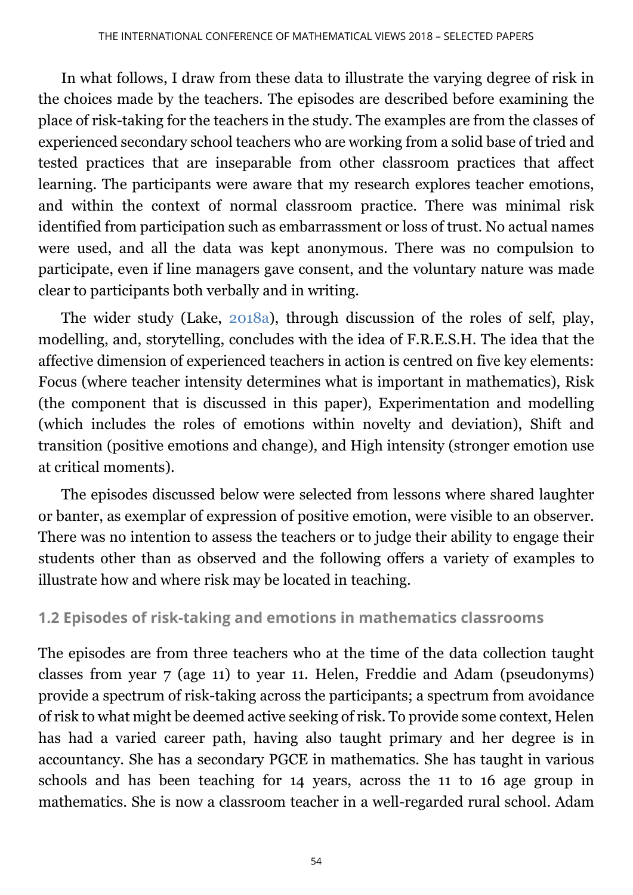In what follows, I draw from these data to illustrate the varying degree of risk in the choices made by the teachers. The episodes are described before examining the place of risk-taking for the teachers in the study. The examples are from the classes of experienced secondary school teachers who are working from a solid base of tried and tested practices that are inseparable from other classroom practices that affect learning. The participants were aware that my research explores teacher emotions, and within the context of normal classroom practice. There was minimal risk identified from participation such as embarrassment or loss of trust. No actual names were used, and all the data was kept anonymous. There was no compulsion to participate, even if line managers gave consent, and the voluntary nature was made clear to participants both verbally and in writing.

The wider study (Lake, 2018a), through discussion of the roles of self, play, modelling, and, storytelling, concludes with the idea of F.R.E.S.H. The idea that the affective dimension of experienced teachers in action is centred on five key elements: Focus (where teacher intensity determines what is important in mathematics), Risk (the component that is discussed in this paper), Experimentation and modelling (which includes the roles of emotions within novelty and deviation), Shift and transition (positive emotions and change), and High intensity (stronger emotion use at critical moments).

The episodes discussed below were selected from lessons where shared laughter or banter, as exemplar of expression of positive emotion, were visible to an observer. There was no intention to assess the teachers or to judge their ability to engage their students other than as observed and the following offers a variety of examples to illustrate how and where risk may be located in teaching.

## 1.2 Episodes of risk-taking and emotions in mathematics classrooms

The episodes are from three teachers who at the time of the data collection taught classes from year 7 (age 11) to year 11. Helen, Freddie and Adam (pseudonyms) provide a spectrum of risk-taking across the participants; a spectrum from avoidance of risk to what might be deemed active seeking of risk. To provide some context, Helen has had a varied career path, having also taught primary and her degree is in accountancy. She has a secondary PGCE in mathematics. She has taught in various schools and has been teaching for 14 years, across the 11 to 16 age group in mathematics. She is now a classroom teacher in a well-regarded rural school. Adam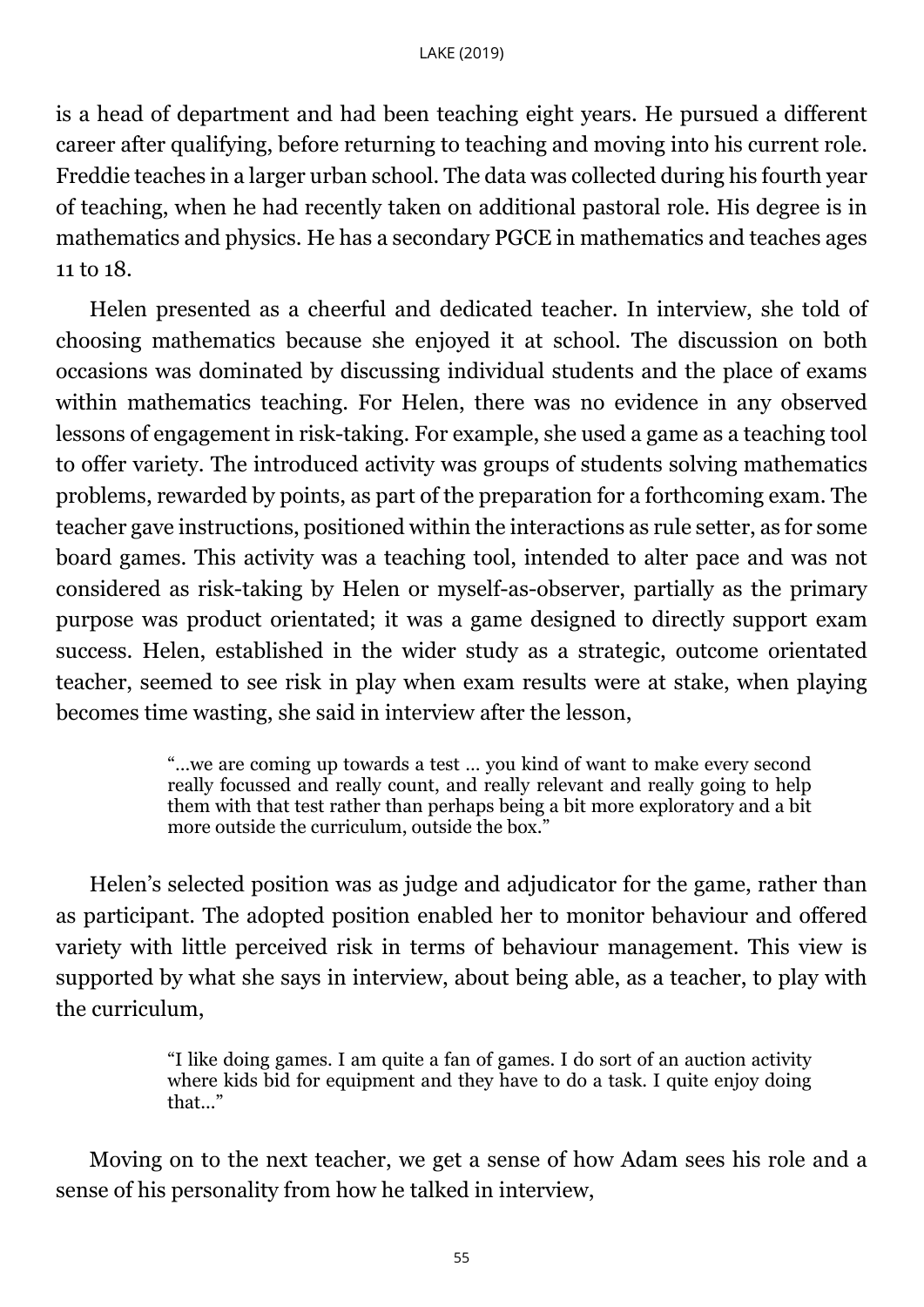is a head of department and had been teaching eight years. He pursued a different career after qualifying, before returning to teaching and moving into his current role. Freddie teaches in a larger urban school. The data was collected during his fourth year of teaching, when he had recently taken on additional pastoral role. His degree is in mathematics and physics. He has a secondary PGCE in mathematics and teaches ages 11 to 18.

Helen presented as a cheerful and dedicated teacher. In interview, she told of choosing mathematics because she enjoyed it at school. The discussion on both occasions was dominated by discussing individual students and the place of exams within mathematics teaching. For Helen, there was no evidence in any observed lessons of engagement in risk-taking. For example, she used a game as a teaching tool to offer variety. The introduced activity was groups of students solving mathematics problems, rewarded by points, as part of the preparation for a forthcoming exam. The teacher gave instructions, positioned within the interactions as rule setter, as for some board games. This activity was a teaching tool, intended to alter pace and was not considered as risk-taking by Helen or myself-as-observer, partially as the primary purpose was product orientated; it was a game designed to directly support exam success. Helen, established in the wider study as a strategic, outcome orientated teacher, seemed to see risk in play when exam results were at stake, when playing becomes time wasting, she said in interview after the lesson,

> "…we are coming up towards a test … you kind of want to make every second really focussed and really count, and really relevant and really going to help them with that test rather than perhaps being a bit more exploratory and a bit more outside the curriculum, outside the box."

Helen's selected position was as judge and adjudicator for the game, rather than as participant. The adopted position enabled her to monitor behaviour and offered variety with little perceived risk in terms of behaviour management. This view is supported by what she says in interview, about being able, as a teacher, to play with the curriculum,

> "I like doing games. I am quite a fan of games. I do sort of an auction activity where kids bid for equipment and they have to do a task. I quite enjoy doing that…"

Moving on to the next teacher, we get a sense of how Adam sees his role and a sense of his personality from how he talked in interview,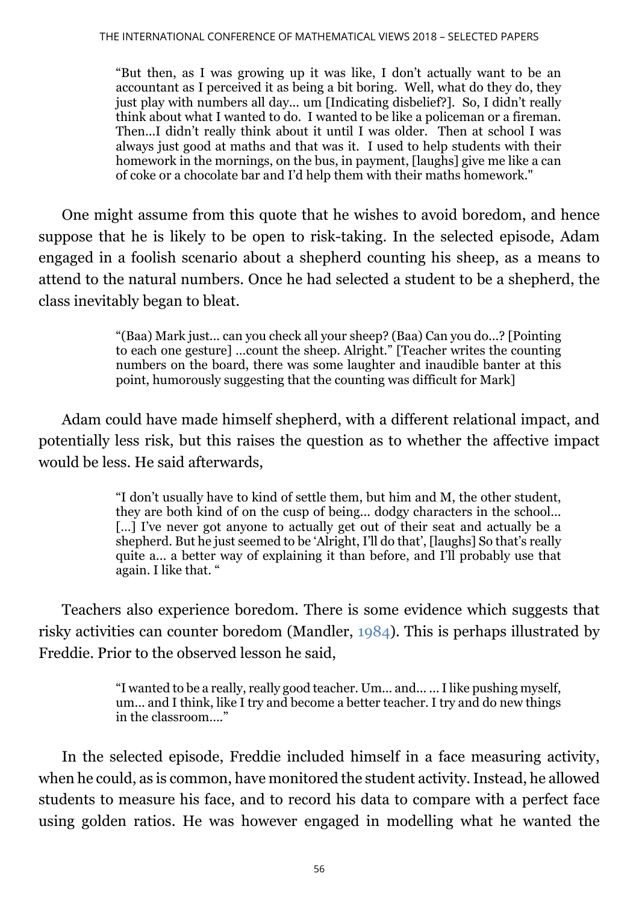> "But then, as I was growing up it was like, I don't actually want to be an accountant as I perceived it as being a bit boring. Well, what do they do, they just play with numbers all day… um [Indicating disbelief?]. So, I didn't really think about what I wanted to do. I wanted to be like a policeman or a fireman. Then…I didn't really think about it until I was older. Then at school I was always just good at maths and that was it. I used to help students with their homework in the mornings, on the bus, in payment, [laughs] give me like a can of coke or a chocolate bar and I'd help them with their maths homework."

One might assume from this quote that he wishes to avoid boredom, and hence suppose that he is likely to be open to risk-taking. In the selected episode, Adam engaged in a foolish scenario about a shepherd counting his sheep, as a means to attend to the natural numbers. Once he had selected a student to be a shepherd, the class inevitably began to bleat.

> "(Baa) Mark just… can you check all your sheep? (Baa) Can you do…? [Pointing to each one gesture] …count the sheep. Alright." [Teacher writes the counting numbers on the board, there was some laughter and inaudible banter at this point, humorously suggesting that the counting was difficult for Mark]

Adam could have made himself shepherd, with a different relational impact, and potentially less risk, but this raises the question as to whether the affective impact would be less. He said afterwards,

> "I don't usually have to kind of settle them, but him and M, the other student, they are both kind of on the cusp of being… dodgy characters in the school… […] I've never got anyone to actually get out of their seat and actually be a shepherd. But he just seemed to be 'Alright, I'll do that', [laughs] So that's really quite a… a better way of explaining it than before, and I'll probably use that again. I like that. "

Teachers also experience boredom. There is some evidence which suggests that risky activities can counter boredom (Mandler, 1984). This is perhaps illustrated by Freddie. Prior to the observed lesson he said,

> "I wanted to be a really, really good teacher. Um… and… … I like pushing myself, um… and I think, like I try and become a better teacher. I try and do new things in the classroom…."

In the selected episode, Freddie included himself in a face measuring activity, when he could, as is common, have monitored the student activity. Instead, he allowed students to measure his face, and to record his data to compare with a perfect face using golden ratios. He was however engaged in modelling what he wanted the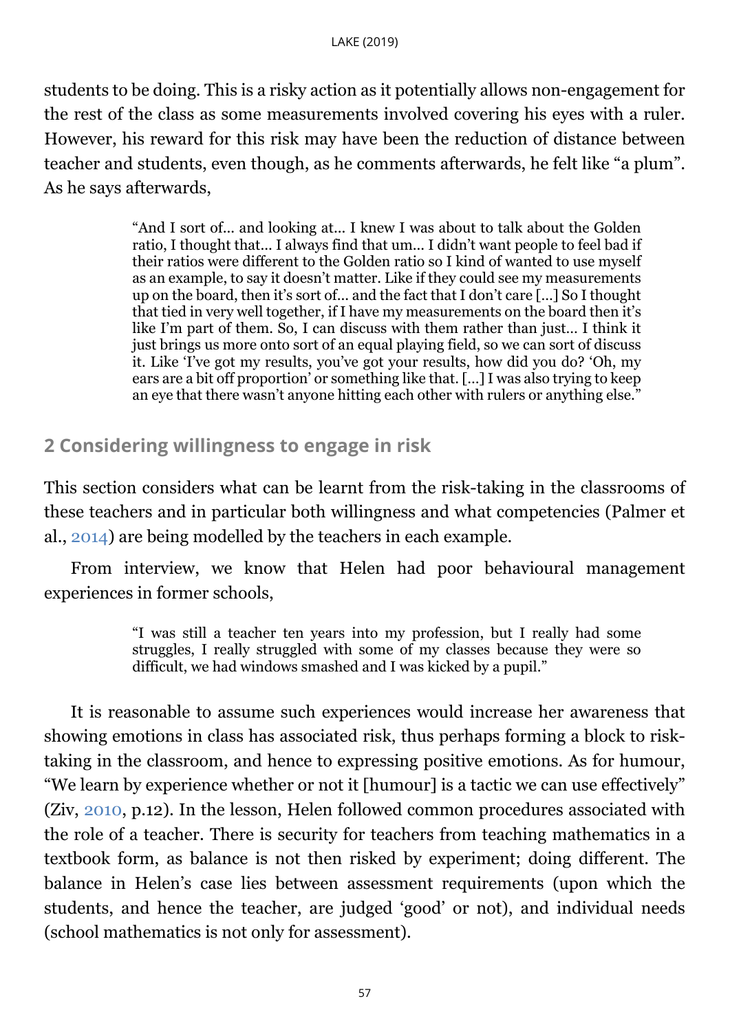students to be doing. This is a risky action as it potentially allows non-engagement for the rest of the class as some measurements involved covering his eyes with a ruler. However, his reward for this risk may have been the reduction of distance between teacher and students, even though, as he comments afterwards, he felt like "a plum". As he says afterwards,

> "And I sort of… and looking at… I knew I was about to talk about the Golden ratio, I thought that… I always find that um… I didn't want people to feel bad if their ratios were different to the Golden ratio so I kind of wanted to use myself as an example, to say it doesn't matter. Like if they could see my measurements up on the board, then it's sort of… and the fact that I don't care […] So I thought that tied in very well together, if I have my measurements on the board then it's like I'm part of them. So, I can discuss with them rather than just… I think it just brings us more onto sort of an equal playing field, so we can sort of discuss it. Like 'I've got my results, you've got your results, how did you do? 'Oh, my ears are a bit off proportion' or something like that. […] I was also trying to keep an eye that there wasn't anyone hitting each other with rulers or anything else."

## 2 Considering willingness to engage in risk

This section considers what can be learnt from the risk-taking in the classrooms of these teachers and in particular both willingness and what competencies (Palmer et al., 2014) are being modelled by the teachers in each example.

From interview, we know that Helen had poor behavioural management experiences in former schools,

> "I was still a teacher ten years into my profession, but I really had some struggles, I really struggled with some of my classes because they were so difficult, we had windows smashed and I was kicked by a pupil."

It is reasonable to assume such experiences would increase her awareness that showing emotions in class has associated risk, thus perhaps forming a block to risk-taking in the classroom, and hence to expressing positive emotions. As for humour, "We learn by experience whether or not it [humour] is a tactic we can use effectively" (Ziv, 2010, p.12). In the lesson, Helen followed common procedures associated with the role of a teacher. There is security for teachers from teaching mathematics in a textbook form, as balance is not then risked by experiment; doing different. The balance in Helen's case lies between assessment requirements (upon which the students, and hence the teacher, are judged 'good' or not), and individual needs (school mathematics is not only for assessment).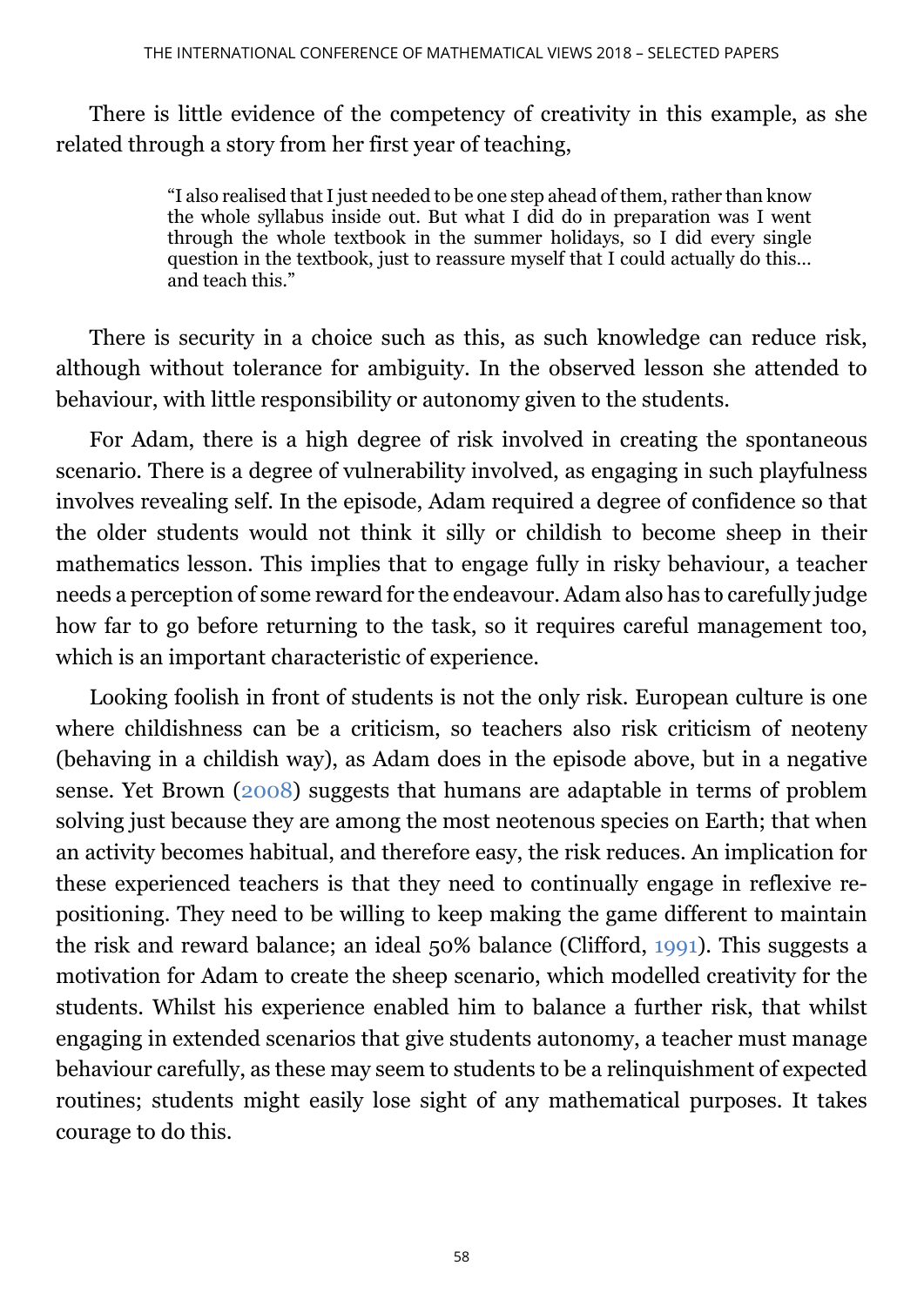There is little evidence of the competency of creativity in this example, as she related through a story from her first year of teaching,

> "I also realised that I just needed to be one step ahead of them, rather than know the whole syllabus inside out. But what I did do in preparation was I went through the whole textbook in the summer holidays, so I did every single question in the textbook, just to reassure myself that I could actually do this… and teach this."

There is security in a choice such as this, as such knowledge can reduce risk, although without tolerance for ambiguity. In the observed lesson she attended to behaviour, with little responsibility or autonomy given to the students.

For Adam, there is a high degree of risk involved in creating the spontaneous scenario. There is a degree of vulnerability involved, as engaging in such playfulness involves revealing self. In the episode, Adam required a degree of confidence so that the older students would not think it silly or childish to become sheep in their mathematics lesson. This implies that to engage fully in risky behaviour, a teacher needs a perception of some reward for the endeavour. Adam also has to carefully judge how far to go before returning to the task, so it requires careful management too, which is an important characteristic of experience.

Looking foolish in front of students is not the only risk. European culture is one where childishness can be a criticism, so teachers also risk criticism of neoteny (behaving in a childish way), as Adam does in the episode above, but in a negative sense. Yet Brown (2008) suggests that humans are adaptable in terms of problem solving just because they are among the most neotenous species on Earth; that when an activity becomes habitual, and therefore easy, the risk reduces. An implication for these experienced teachers is that they need to continually engage in reflexive re-positioning. They need to be willing to keep making the game different to maintain the risk and reward balance; an ideal 50% balance (Clifford, 1991). This suggests a motivation for Adam to create the sheep scenario, which modelled creativity for the students. Whilst his experience enabled him to balance a further risk, that whilst engaging in extended scenarios that give students autonomy, a teacher must manage behaviour carefully, as these may seem to students to be a relinquishment of expected routines; students might easily lose sight of any mathematical purposes. It takes courage to do this.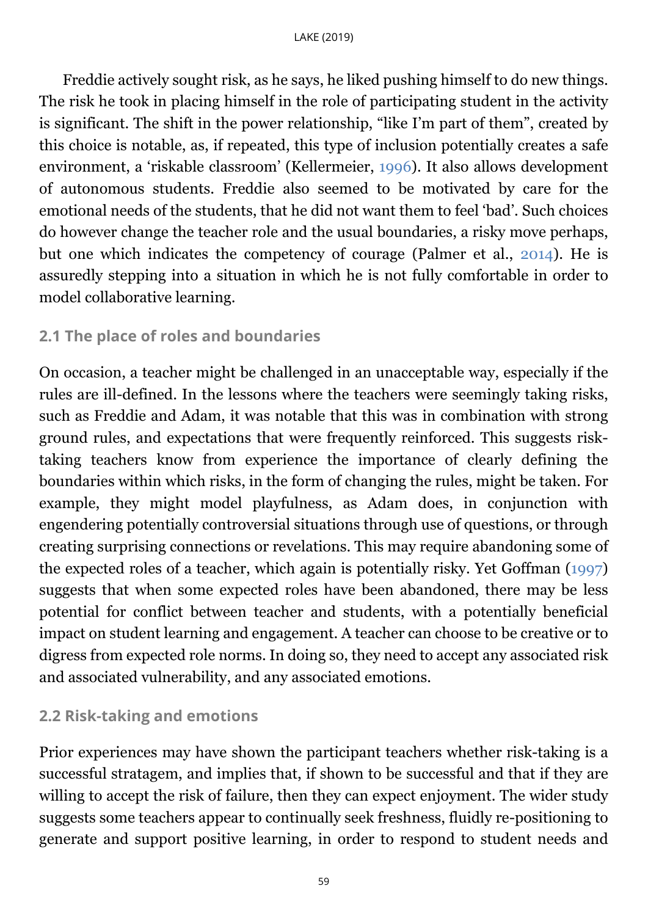Freddie actively sought risk, as he says, he liked pushing himself to do new things. The risk he took in placing himself in the role of participating student in the activity is significant. The shift in the power relationship, "like I'm part of them", created by this choice is notable, as, if repeated, this type of inclusion potentially creates a safe environment, a 'riskable classroom' (Kellermeier, 1996). It also allows development of autonomous students. Freddie also seemed to be motivated by care for the emotional needs of the students, that he did not want them to feel 'bad'. Such choices do however change the teacher role and the usual boundaries, a risky move perhaps, but one which indicates the competency of courage (Palmer et al., 2014). He is assuredly stepping into a situation in which he is not fully comfortable in order to model collaborative learning.

### 2.1 The place of roles and boundaries

On occasion, a teacher might be challenged in an unacceptable way, especially if the rules are ill-defined. In the lessons where the teachers were seemingly taking risks, such as Freddie and Adam, it was notable that this was in combination with strong ground rules, and expectations that were frequently reinforced. This suggests risk-taking teachers know from experience the importance of clearly defining the boundaries within which risks, in the form of changing the rules, might be taken. For example, they might model playfulness, as Adam does, in conjunction with engendering potentially controversial situations through use of questions, or through creating surprising connections or revelations. This may require abandoning some of the expected roles of a teacher, which again is potentially risky. Yet Goffman (1997) suggests that when some expected roles have been abandoned, there may be less potential for conflict between teacher and students, with a potentially beneficial impact on student learning and engagement. A teacher can choose to be creative or to digress from expected role norms. In doing so, they need to accept any associated risk and associated vulnerability, and any associated emotions.

### 2.2 Risk-taking and emotions

Prior experiences may have shown the participant teachers whether risk-taking is a successful stratagem, and implies that, if shown to be successful and that if they are willing to accept the risk of failure, then they can expect enjoyment. The wider study suggests some teachers appear to continually seek freshness, fluidly re-positioning to generate and support positive learning, in order to respond to student needs and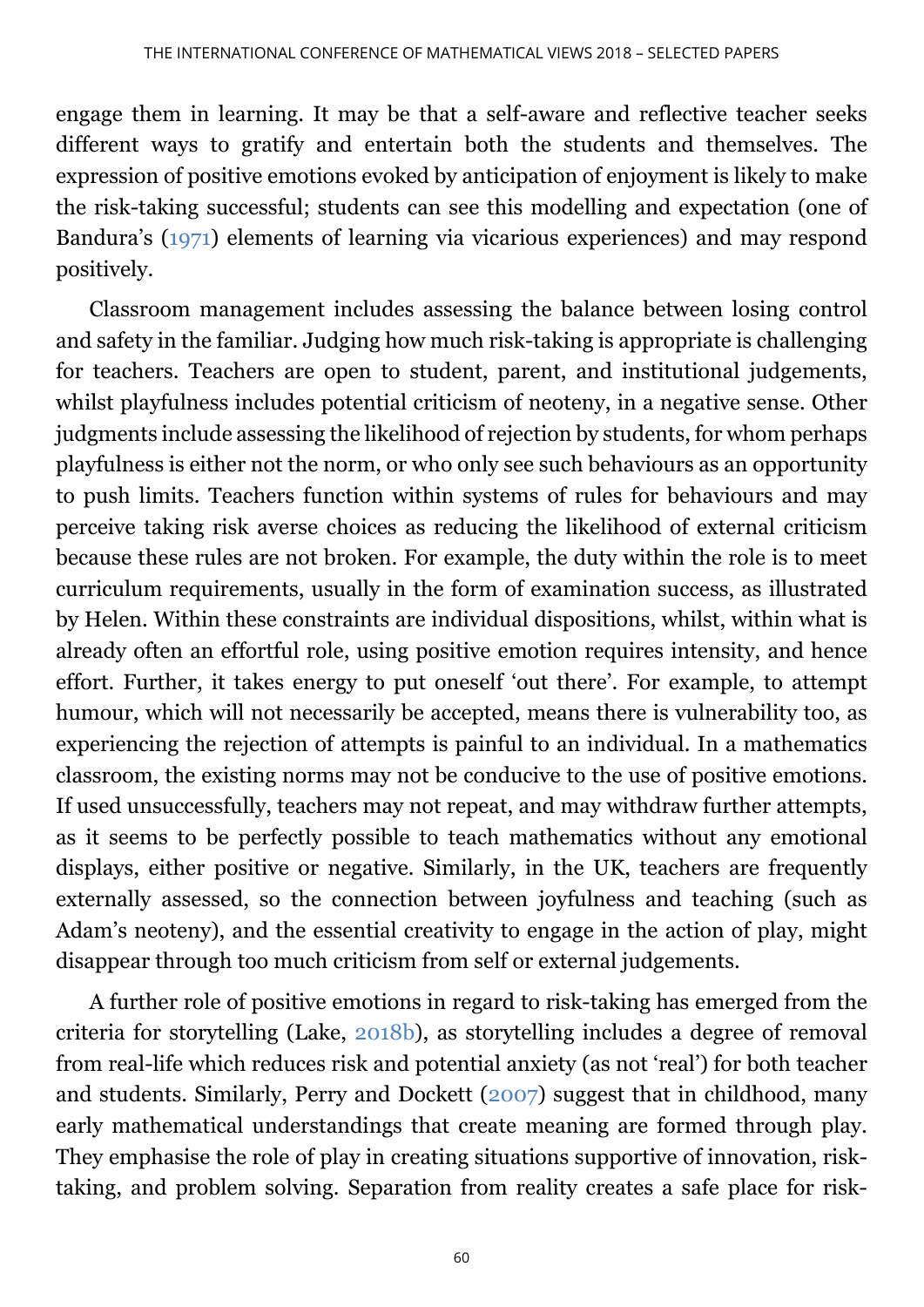engage them in learning. It may be that a self-aware and reflective teacher seeks different ways to gratify and entertain both the students and themselves. The expression of positive emotions evoked by anticipation of enjoyment is likely to make the risk-taking successful; students can see this modelling and expectation (one of Bandura's (1971) elements of learning via vicarious experiences) and may respond positively.

Classroom management includes assessing the balance between losing control and safety in the familiar. Judging how much risk-taking is appropriate is challenging for teachers. Teachers are open to student, parent, and institutional judgements, whilst playfulness includes potential criticism of neoteny, in a negative sense. Other judgments include assessing the likelihood of rejection by students, for whom perhaps playfulness is either not the norm, or who only see such behaviours as an opportunity to push limits. Teachers function within systems of rules for behaviours and may perceive taking risk averse choices as reducing the likelihood of external criticism because these rules are not broken. For example, the duty within the role is to meet curriculum requirements, usually in the form of examination success, as illustrated by Helen. Within these constraints are individual dispositions, whilst, within what is already often an effortful role, using positive emotion requires intensity, and hence effort. Further, it takes energy to put oneself 'out there'. For example, to attempt humour, which will not necessarily be accepted, means there is vulnerability too, as experiencing the rejection of attempts is painful to an individual. In a mathematics classroom, the existing norms may not be conducive to the use of positive emotions. If used unsuccessfully, teachers may not repeat, and may withdraw further attempts, as it seems to be perfectly possible to teach mathematics without any emotional displays, either positive or negative. Similarly, in the UK, teachers are frequently externally assessed, so the connection between joyfulness and teaching (such as Adam's neoteny), and the essential creativity to engage in the action of play, might disappear through too much criticism from self or external judgements.

A further role of positive emotions in regard to risk-taking has emerged from the criteria for storytelling (Lake, 2018b), as storytelling includes a degree of removal from real-life which reduces risk and potential anxiety (as not 'real') for both teacher and students. Similarly, Perry and Dockett (2007) suggest that in childhood, many early mathematical understandings that create meaning are formed through play. They emphasise the role of play in creating situations supportive of innovation, risk-taking, and problem solving. Separation from reality creates a safe place for risk-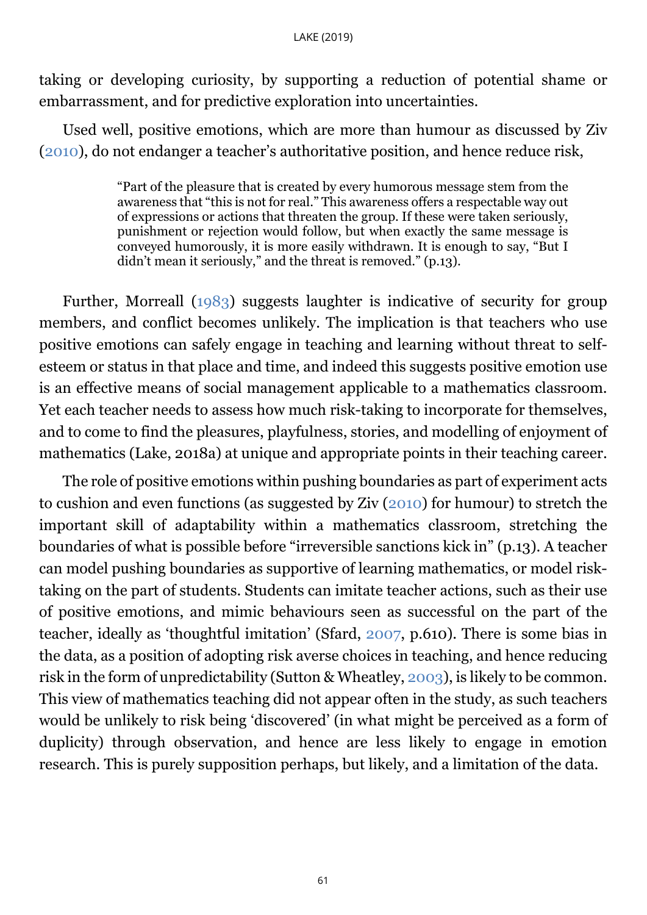taking or developing curiosity, by supporting a reduction of potential shame or embarrassment, and for predictive exploration into uncertainties.

Used well, positive emotions, which are more than humour as discussed by Ziv (2010), do not endanger a teacher's authoritative position, and hence reduce risk,

> "Part of the pleasure that is created by every humorous message stem from the awareness that "this is not for real." This awareness offers a respectable way out of expressions or actions that threaten the group. If these were taken seriously, punishment or rejection would follow, but when exactly the same message is conveyed humorously, it is more easily withdrawn. It is enough to say, "But I didn't mean it seriously," and the threat is removed." (p.13).

Further, Morreall (1983) suggests laughter is indicative of security for group members, and conflict becomes unlikely. The implication is that teachers who use positive emotions can safely engage in teaching and learning without threat to self-esteem or status in that place and time, and indeed this suggests positive emotion use is an effective means of social management applicable to a mathematics classroom. Yet each teacher needs to assess how much risk-taking to incorporate for themselves, and to come to find the pleasures, playfulness, stories, and modelling of enjoyment of mathematics (Lake, 2018a) at unique and appropriate points in their teaching career.

The role of positive emotions within pushing boundaries as part of experiment acts to cushion and even functions (as suggested by Ziv (2010) for humour) to stretch the important skill of adaptability within a mathematics classroom, stretching the boundaries of what is possible before "irreversible sanctions kick in" (p.13). A teacher can model pushing boundaries as supportive of learning mathematics, or model risk-taking on the part of students. Students can imitate teacher actions, such as their use of positive emotions, and mimic behaviours seen as successful on the part of the teacher, ideally as 'thoughtful imitation' (Sfard, 2007, p.610). There is some bias in the data, as a position of adopting risk averse choices in teaching, and hence reducing risk in the form of unpredictability (Sutton & Wheatley, 2003), is likely to be common. This view of mathematics teaching did not appear often in the study, as such teachers would be unlikely to risk being 'discovered' (in what might be perceived as a form of duplicity) through observation, and hence are less likely to engage in emotion research. This is purely supposition perhaps, but likely, and a limitation of the data.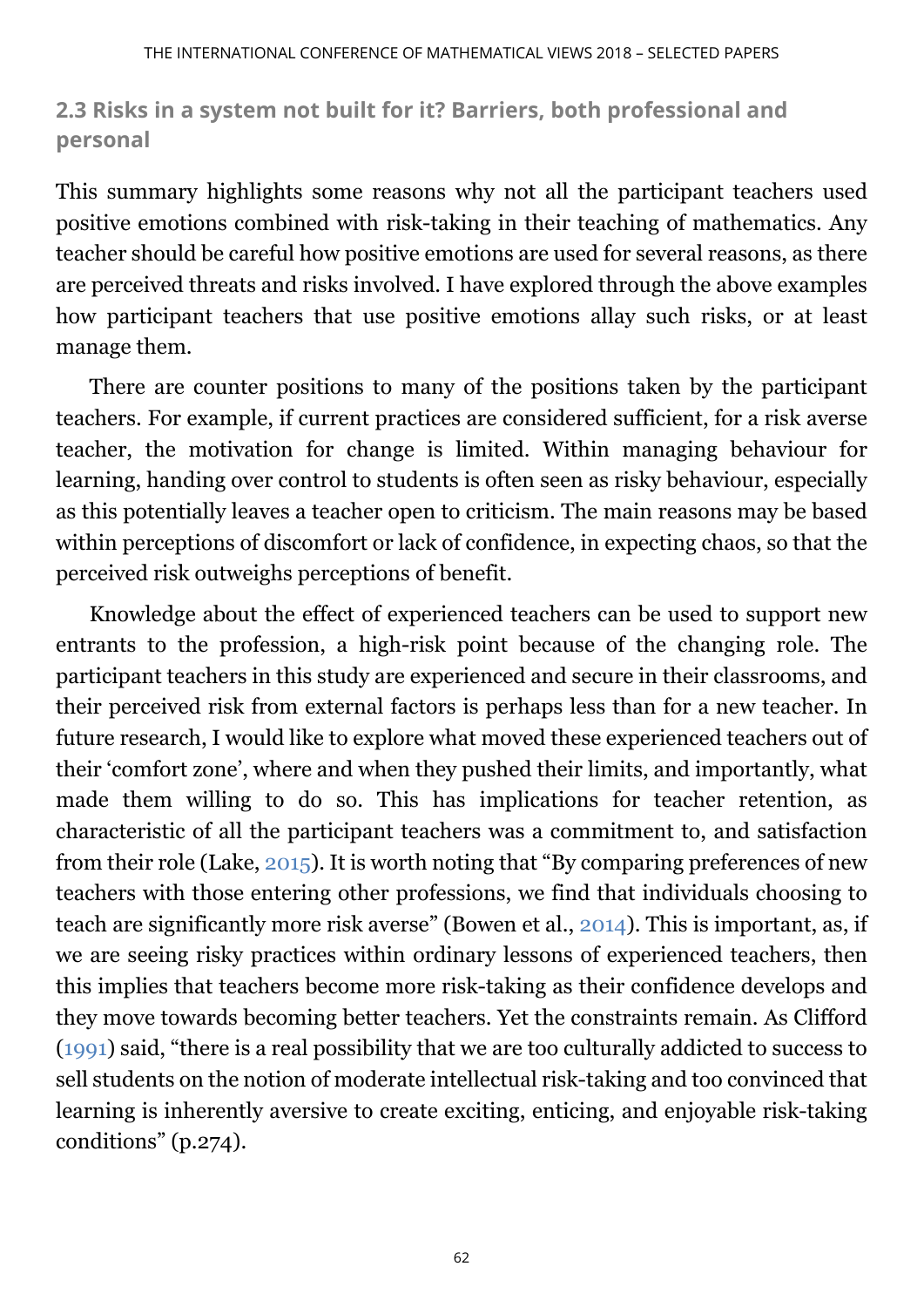## 2.3 Risks in a system not built for it? Barriers, both professional and personal

This summary highlights some reasons why not all the participant teachers used positive emotions combined with risk-taking in their teaching of mathematics. Any teacher should be careful how positive emotions are used for several reasons, as there are perceived threats and risks involved. I have explored through the above examples how participant teachers that use positive emotions allay such risks, or at least manage them.

There are counter positions to many of the positions taken by the participant teachers. For example, if current practices are considered sufficient, for a risk averse teacher, the motivation for change is limited. Within managing behaviour for learning, handing over control to students is often seen as risky behaviour, especially as this potentially leaves a teacher open to criticism. The main reasons may be based within perceptions of discomfort or lack of confidence, in expecting chaos, so that the perceived risk outweighs perceptions of benefit.

Knowledge about the effect of experienced teachers can be used to support new entrants to the profession, a high-risk point because of the changing role. The participant teachers in this study are experienced and secure in their classrooms, and their perceived risk from external factors is perhaps less than for a new teacher. In future research, I would like to explore what moved these experienced teachers out of their 'comfort zone', where and when they pushed their limits, and importantly, what made them willing to do so. This has implications for teacher retention, as characteristic of all the participant teachers was a commitment to, and satisfaction from their role (Lake, 2015). It is worth noting that "By comparing preferences of new teachers with those entering other professions, we find that individuals choosing to teach are significantly more risk averse" (Bowen et al., 2014). This is important, as, if we are seeing risky practices within ordinary lessons of experienced teachers, then this implies that teachers become more risk-taking as their confidence develops and they move towards becoming better teachers. Yet the constraints remain. As Clifford (1991) said, "there is a real possibility that we are too culturally addicted to success to sell students on the notion of moderate intellectual risk-taking and too convinced that learning is inherently aversive to create exciting, enticing, and enjoyable risk-taking conditions" (p.274).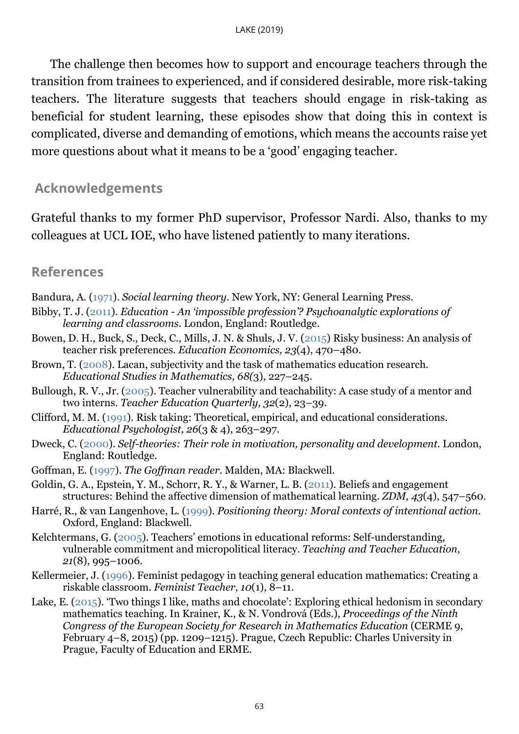The challenge then becomes how to support and encourage teachers through the transition from trainees to experienced, and if considered desirable, more risk-taking teachers. The literature suggests that teachers should engage in risk-taking as beneficial for student learning, these episodes show that doing this in context is complicated, diverse and demanding of emotions, which means the accounts raise yet more questions about what it means to be a 'good' engaging teacher.

## Acknowledgements

Grateful thanks to my former PhD supervisor, Professor Nardi. Also, thanks to my colleagues at UCL IOE, who have listened patiently to many iterations.

## References

Bandura, A. (1971). *Social learning theory*. New York, NY: General Learning Press.

Bibby, T. J. (2011). *Education - An 'impossible profession'? Psychoanalytic explorations of learning and classrooms*. London, England: Routledge.

Bowen, D. H., Buck, S., Deck, C., Mills, J. N. & Shuls, J. V. (2015) Risky business: An analysis of teacher risk preferences. *Education Economics, 23*(4), 470–480.

Brown, T. (2008). Lacan, subjectivity and the task of mathematics education research. *Educational Studies in Mathematics, 68(*3), 227–245.

Bullough, R. V., Jr. (2005). Teacher vulnerability and teachability: A case study of a mentor and two interns. *Teacher Education Quarterly, 32*(2), 23–39.

Clifford, M. M. (1991). Risk taking: Theoretical, empirical, and educational considerations. *Educational Psychologist, 26*(3 & 4), 263–297.

Dweck, C. (2000). *Self-theories: Their role in motivation, personality and development*. London, England: Routledge.

Goffman, E. (1997). *The Goffman reader*. Malden, MA: Blackwell.

Goldin, G. A., Epstein, Y. M., Schorr, R. Y., & Warner, L. B. (2011). Beliefs and engagement structures: Behind the affective dimension of mathematical learning. *ZDM, 43*(4), 547–560.

Harré, R., & van Langenhove, L. (1999). *Positioning theory: Moral contexts of intentional action*. Oxford, England: Blackwell.

Kelchtermans, G. (2005). Teachers' emotions in educational reforms: Self-understanding, vulnerable commitment and micropolitical literacy. *Teaching and Teacher Education, 21*(8), 995–1006.

Kellermeier, J. (1996). Feminist pedagogy in teaching general education mathematics: Creating a riskable classroom. *Feminist Teacher, 10*(1), 8–11.

Lake, E. (2015). 'Two things I like, maths and chocolate': Exploring ethical hedonism in secondary mathematics teaching. In Krainer, K., & N. Vondrová (Eds.), *Proceedings of the Ninth Congress of the European Society for Research in Mathematics Education* (CERME 9, February 4–8, 2015) (pp. 1209–1215). Prague, Czech Republic: Charles University in Prague, Faculty of Education and ERME.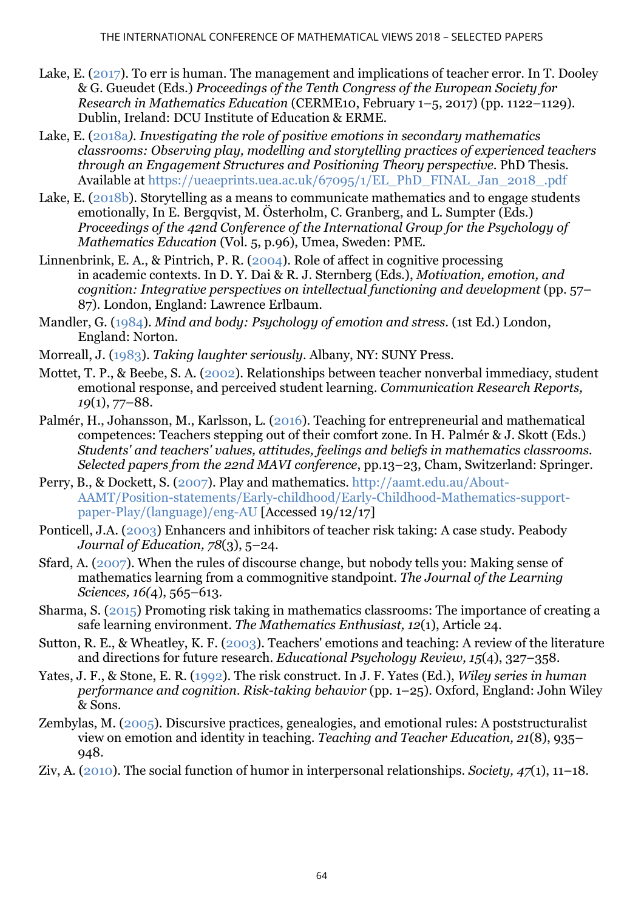Lake, E. (2017). To err is human. The management and implications of teacher error. In T. Dooley & G. Gueudet (Eds.) *Proceedings of the Tenth Congress of the European Society for Research in Mathematics Education* (CERME10, February 1–5, 2017) (pp. 1122–1129). Dublin, Ireland: DCU Institute of Education & ERME.

Lake, E. (2018a). *Investigating the role of positive emotions in secondary mathematics classrooms: Observing play, modelling and storytelling practices of experienced teachers through an Engagement Structures and Positioning Theory perspective*. PhD Thesis. Available at https://ueaeprints.uea.ac.uk/67095/1/EL_PhD_FINAL_Jan_2018_.pdf

Lake, E. (2018b). Storytelling as a means to communicate mathematics and to engage students emotionally, In E. Bergqvist, M. Österholm, C. Granberg, and L. Sumpter (Eds.) *Proceedings of the 42nd Conference of the International Group for the Psychology of Mathematics Education* (Vol. 5, p.96), Umea, Sweden: PME.

Linnenbrink, E. A., & Pintrich, P. R. (2004). Role of affect in cognitive processing in academic contexts. In D. Y. Dai & R. J. Sternberg (Eds.), *Motivation, emotion, and cognition: Integrative perspectives on intellectual functioning and development* (pp. 57–87). London, England: Lawrence Erlbaum.

Mandler, G. (1984). *Mind and body: Psychology of emotion and stress*. (1st Ed.) London, England: Norton.

Morreall, J. (1983). *Taking laughter seriously*. Albany, NY: SUNY Press.

Mottet, T. P., & Beebe, S. A. (2002). Relationships between teacher nonverbal immediacy, student emotional response, and perceived student learning. *Communication Research Reports, 19*(1), 77–88.

Palmér, H., Johansson, M., Karlsson, L. (2016). Teaching for entrepreneurial and mathematical competences: Teachers stepping out of their comfort zone. In H. Palmér & J. Skott (Eds.) *Students' and teachers' values, attitudes, feelings and beliefs in mathematics classrooms. Selected papers from the 22nd MAVI conference*, pp.13–23, Cham, Switzerland: Springer.

Perry, B., & Dockett, S. (2007). Play and mathematics. http://aamt.edu.au/About-AAMT/Position-statements/Early-childhood/Early-Childhood-Mathematics-support-paper-Play/(language)/eng-AU [Accessed 19/12/17]

Ponticell, J.A. (2003) Enhancers and inhibitors of teacher risk taking: A case study. Peabody *Journal of Education, 78*(3), 5–24.

Sfard, A. (2007). When the rules of discourse change, but nobody tells you: Making sense of mathematics learning from a commognitive standpoint. *The Journal of the Learning Sciences, 16(*4), 565–613.

Sharma, S. (2015) Promoting risk taking in mathematics classrooms: The importance of creating a safe learning environment. *The Mathematics Enthusiast, 12*(1), Article 24.

Sutton, R. E., & Wheatley, K. F. (2003). Teachers' emotions and teaching: A review of the literature and directions for future research. *Educational Psychology Review, 15*(4), 327–358.

Yates, J. F., & Stone, E. R. (1992). The risk construct. In J. F. Yates (Ed.), *Wiley series in human performance and cognition. Risk-taking behavior* (pp. 1–25). Oxford, England: John Wiley & Sons.

Zembylas, M. (2005). Discursive practices, genealogies, and emotional rules: A poststructuralist view on emotion and identity in teaching. *Teaching and Teacher Education, 21*(8), 935–948.

Ziv, A. (2010). The social function of humor in interpersonal relationships. *Society, 47*(1), 11–18.